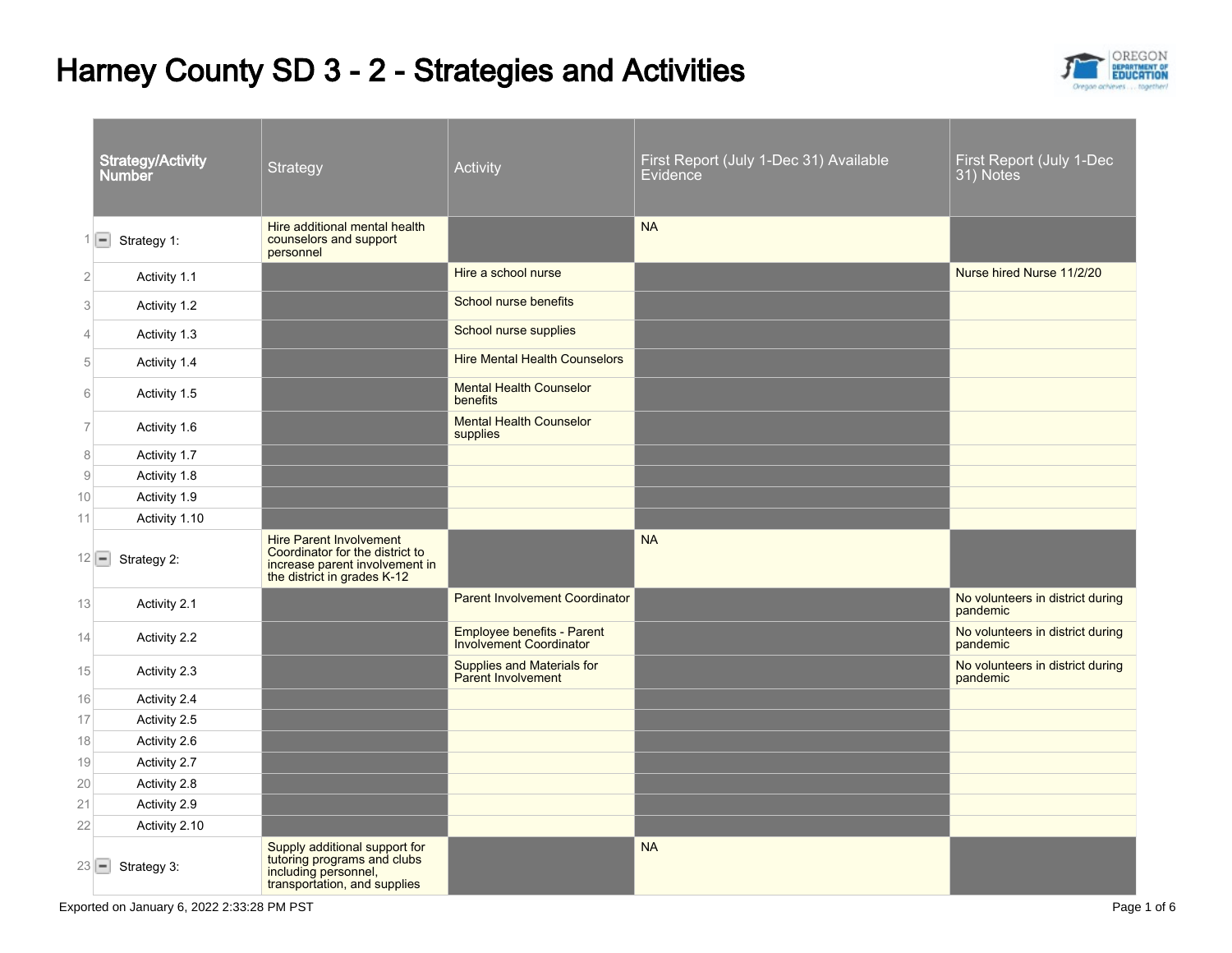# Harney County SD 3 - 2 - Strategies and Activities

| | Strategy/Activity Number | Strategy | Activity | First Report (July 1-Dec 31) Available Evidence | First Report (July 1-Dec 31) Notes |
|---|---|---|---|---|---|
| 1 | Strategy 1: | Hire additional mental health counselors and support personnel | | NA | |
| 2 | Activity 1.1 | | Hire a school nurse | | Nurse hired Nurse 11/2/20 |
| 3 | Activity 1.2 | | School nurse benefits | | |
| 4 | Activity 1.3 | | School nurse supplies | | |
| 5 | Activity 1.4 | | Hire Mental Health Counselors | | |
| 6 | Activity 1.5 | | Mental Health Counselor benefits | | |
| 7 | Activity 1.6 | | Mental Health Counselor supplies | | |
| 8 | Activity 1.7 | | | | |
| 9 | Activity 1.8 | | | | |
| 10 | Activity 1.9 | | | | |
| 11 | Activity 1.10 | | | | |
| 12 | Strategy 2: | Hire Parent Involvement Coordinator for the district to increase parent involvement in the district in grades K-12 | | NA | |
| 13 | Activity 2.1 | | Parent Involvement Coordinator | | No volunteers in district during pandemic |
| 14 | Activity 2.2 | | Employee benefits - Parent Involvement Coordinator | | No volunteers in district during pandemic |
| 15 | Activity 2.3 | | Supplies and Materials for Parent Involvement | | No volunteers in district during pandemic |
| 16 | Activity 2.4 | | | | |
| 17 | Activity 2.5 | | | | |
| 18 | Activity 2.6 | | | | |
| 19 | Activity 2.7 | | | | |
| 20 | Activity 2.8 | | | | |
| 21 | Activity 2.9 | | | | |
| 22 | Activity 2.10 | | | | |
| 23 | Strategy 3: | Supply additional support for tutoring programs and clubs including personnel, transportation, and supplies | | NA | |

Exported on January 6, 2022 2:33:28 PM PST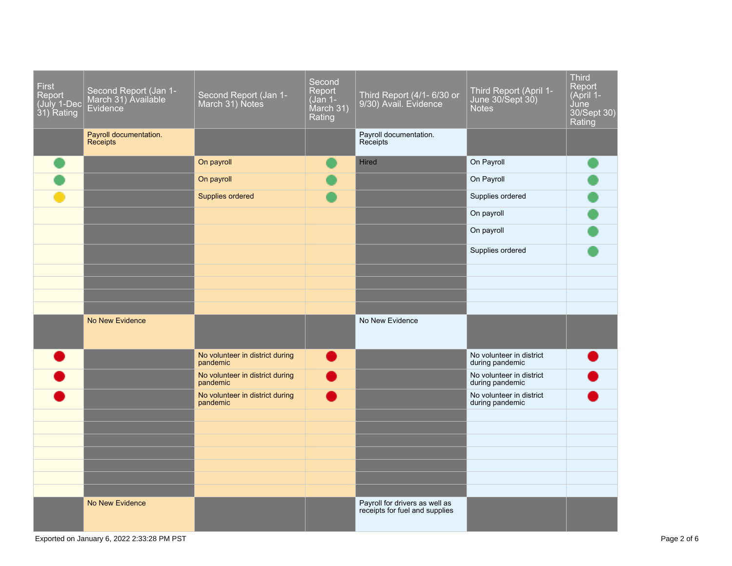| First Report (July 1-Dec 31) Rating | Second Report (Jan 1-March 31) Available Evidence | Second Report (Jan 1-March 31) Notes | Second Report (Jan 1-March 31) Rating | Third Report (4/1- 6/30 or 9/30) Avail. Evidence | Third Report (April 1-June 30/Sept 30) Notes | Third Report (April 1-June 30/Sept 30) Rating |
|---|---|---|---|---|---|---|
| | Payroll documentation. Receipts | | | Payroll documentation. Receipts | | |
| 🟢 | | On payroll | 🟢 | Hired | On Payroll | 🟢 |
| 🟢 | | On payroll | 🟢 | | On Payroll | 🟢 |
| 🟡 | | Supplies ordered | 🟢 | | Supplies ordered | 🟢 |
| | | | | | On payroll | 🟢 |
| | | | | | On payroll | 🟢 |
| | | | | | Supplies ordered | 🟢 |
| | | | | | | |
| | | | | | | |
| | | | | | | |
| | | | | | | |
| | No New Evidence | | | No New Evidence | | |
| 🔴 | | No volunteer in district during pandemic | 🔴 | | No volunteer in district during pandemic | 🔴 |
| 🔴 | | No volunteer in district during pandemic | 🔴 | | No volunteer in district during pandemic | 🔴 |
| 🔴 | | No volunteer in district during pandemic | 🔴 | | No volunteer in district during pandemic | 🔴 |
| | | | | | | |
| | | | | | | |
| | | | | | | |
| | | | | | | |
| | | | | | | |
| | | | | | | |
| | No New Evidence | | | Payroll for drivers as well as receipts for fuel and supplies | | |

Exported on January 6, 2022 2:33:28 PM PST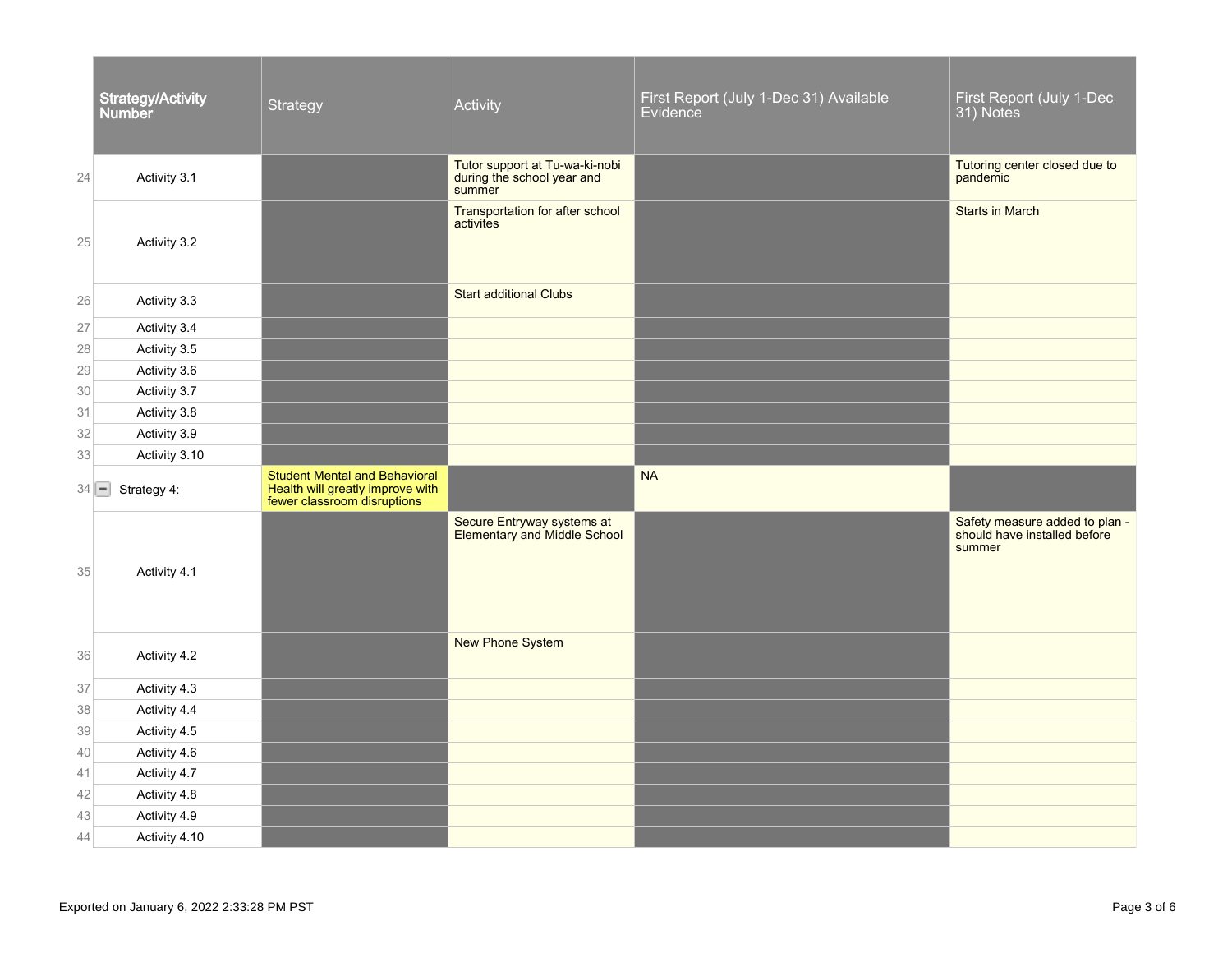| | Strategy/Activity Number | Strategy | Activity | First Report (July 1-Dec 31) Available Evidence | First Report (July 1-Dec 31) Notes |
|---|---|---|---|---|---|
| 24 | Activity 3.1 | | Tutor support at Tu-wa-ki-nobi during the school year and summer | | Tutoring center closed due to pandemic |
| 25 | Activity 3.2 | | Transportation for after school activites | | Starts in March |
| 26 | Activity 3.3 | | Start additional Clubs | | |
| 27 | Activity 3.4 | | | | |
| 28 | Activity 3.5 | | | | |
| 29 | Activity 3.6 | | | | |
| 30 | Activity 3.7 | | | | |
| 31 | Activity 3.8 | | | | |
| 32 | Activity 3.9 | | | | |
| 33 | Activity 3.10 | | | | |
| 34 | Strategy 4: | Student Mental and Behavioral Health will greatly improve with fewer classroom disruptions | | NA | |
| 35 | Activity 4.1 | | Secure Entryway systems at Elementary and Middle School | | Safety measure added to plan - should have installed before summer |
| 36 | Activity 4.2 | | New Phone System | | |
| 37 | Activity 4.3 | | | | |
| 38 | Activity 4.4 | | | | |
| 39 | Activity 4.5 | | | | |
| 40 | Activity 4.6 | | | | |
| 41 | Activity 4.7 | | | | |
| 42 | Activity 4.8 | | | | |
| 43 | Activity 4.9 | | | | |
| 44 | Activity 4.10 | | | | |

Exported on January 6, 2022 2:33:28 PM PST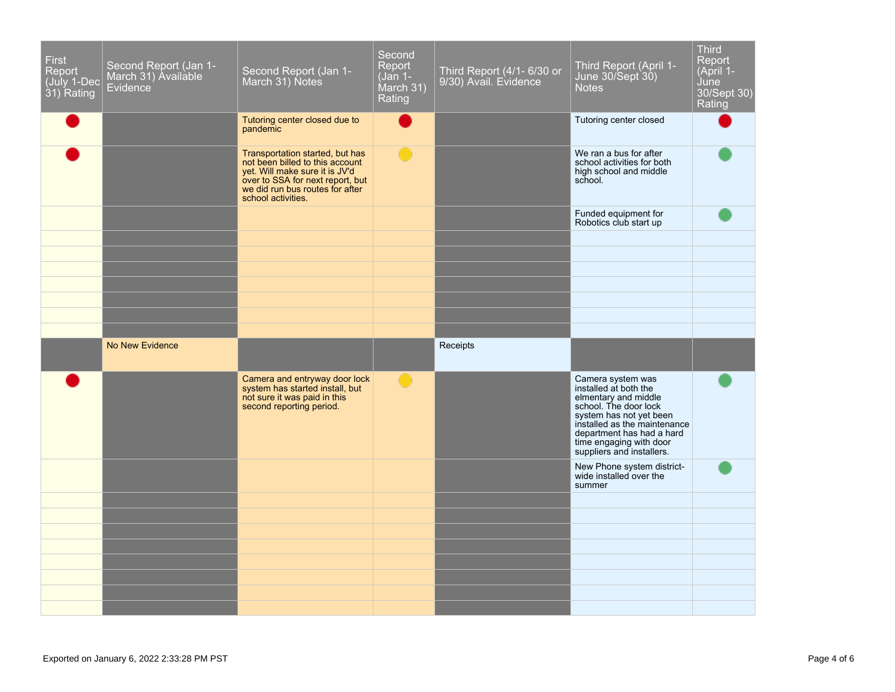| First Report (July 1-Dec 31) Rating | Second Report (Jan 1-March 31) Available Evidence | Second Report (Jan 1-March 31) Notes | Second Report (Jan 1-March 31) Rating | Third Report (4/1- 6/30 or 9/30) Avail. Evidence | Third Report (April 1-June 30/Sept 30) Notes | Third Report (April 1-June 30/Sept 30) Rating |
|---|---|---|---|---|---|---|
| 🔴 | | Tutoring center closed due to pandemic | 🔴 | | Tutoring center closed | 🔴 |
| 🔴 | | Transportation started, but has not been billed to this account yet. Will make sure it is JV'd over to SSA for next report, but we did run bus routes for after school activities. | 🟡 | | We ran a bus for after school activities for both high school and middle school. | 🟢 |
| | | | | | Funded equipment for Robotics club start up | 🟢 |
| | | | | | | |
| | | | | | | |
| | | | | | | |
| | | | | | | |
| | | | | | | |
| | | | | | | |
| | | | | | | |
| | No New Evidence | | | Receipts | | |
| 🔴 | | Camera and entryway door lock system has started install, but not sure it was paid in this second reporting period. | 🟡 | | Camera system was installed at both the elementary and middle school. The door lock system has not yet been installed as the maintenance department has had a hard time engaging with door suppliers and installers. | 🟢 |
| | | | | | New Phone system district-wide installed over the summer | 🟢 |
| | | | | | | |
| | | | | | | |
| | | | | | | |
| | | | | | | |
| | | | | | | |
| | | | | | | |
| | | | | | | |
| | | | | | | |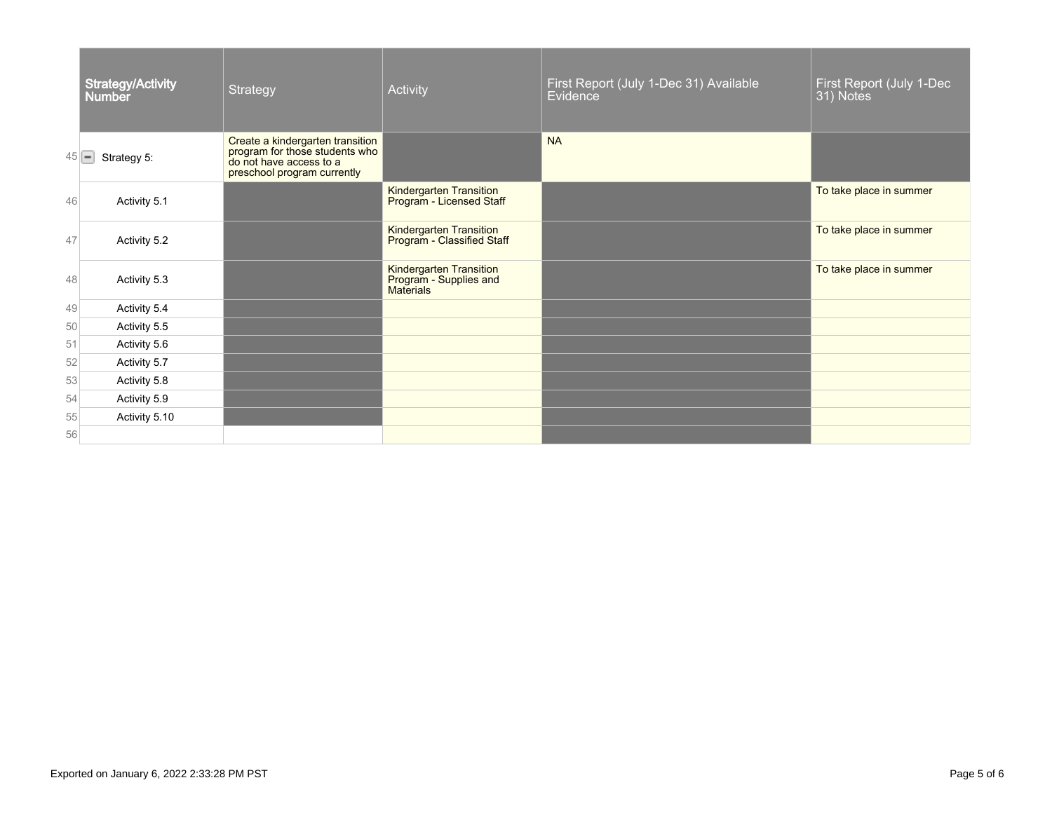| | Strategy/Activity Number | Strategy | Activity | First Report (July 1-Dec 31) Available Evidence | First Report (July 1-Dec 31) Notes |
|---|---|---|---|---|---|
| 45 | Strategy 5: | Create a kindergarten transition program for those students who do not have access to a preschool program currently | | NA | |
| 46 | Activity 5.1 | | Kindergarten Transition Program - Licensed Staff | | To take place in summer |
| 47 | Activity 5.2 | | Kindergarten Transition Program - Classified Staff | | To take place in summer |
| 48 | Activity 5.3 | | Kindergarten Transition Program - Supplies and Materials | | To take place in summer |
| 49 | Activity 5.4 | | | | |
| 50 | Activity 5.5 | | | | |
| 51 | Activity 5.6 | | | | |
| 52 | Activity 5.7 | | | | |
| 53 | Activity 5.8 | | | | |
| 54 | Activity 5.9 | | | | |
| 55 | Activity 5.10 | | | | |
| 56 | | | | | |

Exported on January 6, 2022 2:33:28 PM PST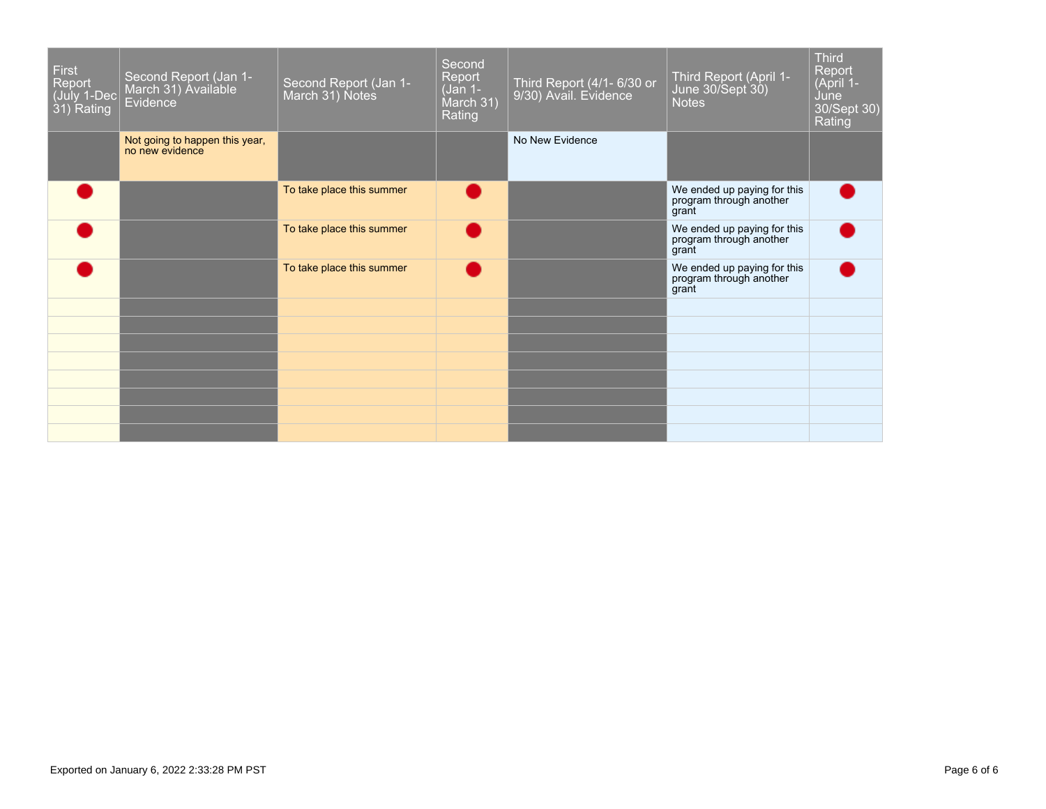| First Report (July 1-Dec 31) Rating | Second Report (Jan 1-March 31) Available Evidence | Second Report (Jan 1-March 31) Notes | Second Report (Jan 1-March 31) Rating | Third Report (4/1- 6/30 or 9/30) Avail. Evidence | Third Report (April 1-June 30/Sept 30) Notes | Third Report (April 1-June 30/Sept 30) Rating |
|---|---|---|---|---|---|---|
| | Not going to happen this year, no new evidence | | | No New Evidence | | |
| 🔴 | | To take place this summer | 🔴 | | We ended up paying for this program through another grant | 🔴 |
| 🔴 | | To take place this summer | 🔴 | | We ended up paying for this program through another grant | 🔴 |
| 🔴 | | To take place this summer | 🔴 | | We ended up paying for this program through another grant | 🔴 |
| | | | | | | |
| | | | | | | |
| | | | | | | |
| | | | | | | |
| | | | | | | |
| | | | | | | |
| | | | | | | |
| | | | | | | |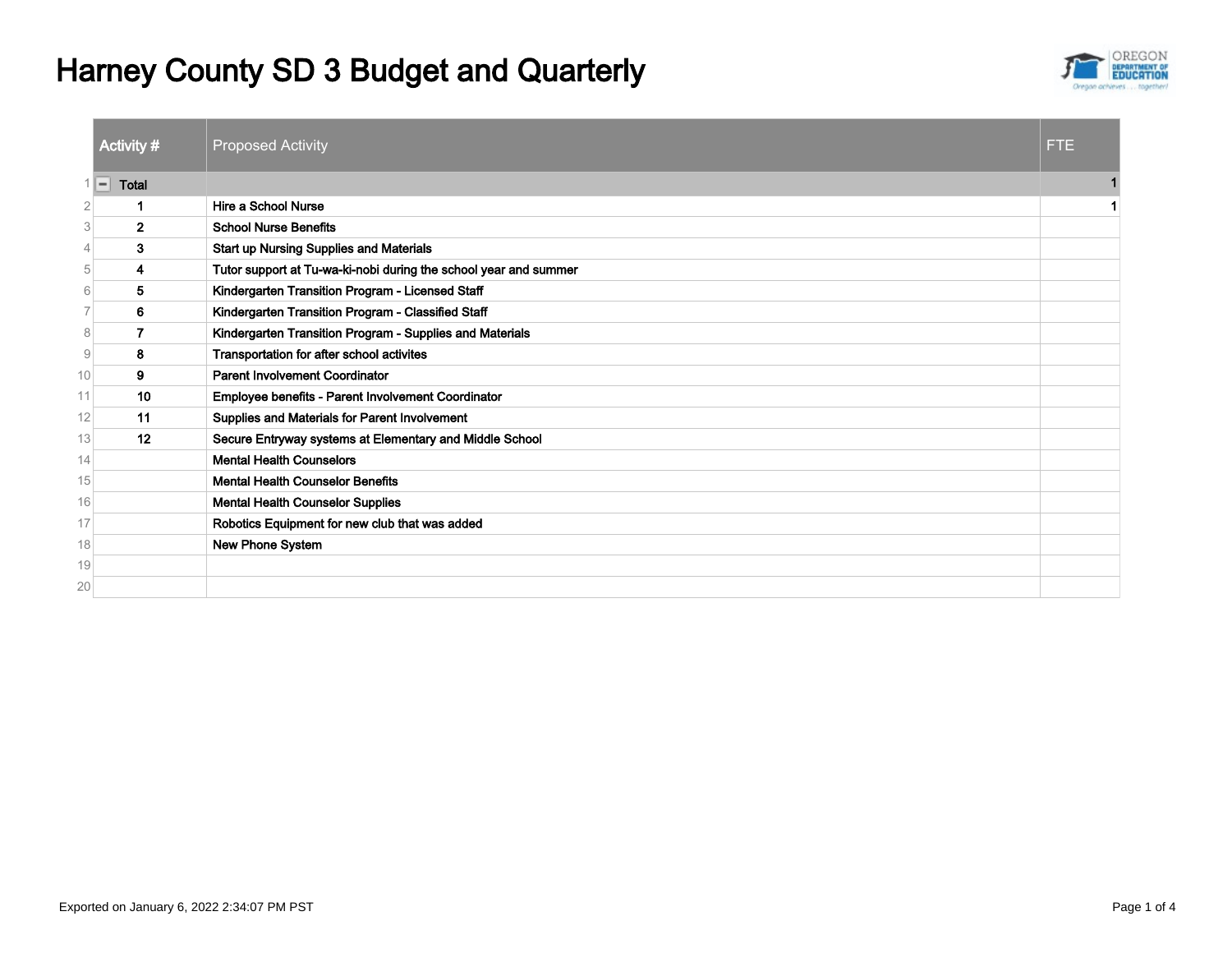# Harney County SD 3 Budget and Quarterly

| | Activity # | Proposed Activity | FTE |
|---|---|---|---|
| 1 | Total | | 1 |
| 2 | 1 | Hire a School Nurse | 1 |
| 3 | 2 | School Nurse Benefits | |
| 4 | 3 | Start up Nursing Supplies and Materials | |
| 5 | 4 | Tutor support at Tu-wa-ki-nobi during the school year and summer | |
| 6 | 5 | Kindergarten Transition Program - Licensed Staff | |
| 7 | 6 | Kindergarten Transition Program - Classified Staff | |
| 8 | 7 | Kindergarten Transition Program - Supplies and Materials | |
| 9 | 8 | Transportation for after school activites | |
| 10 | 9 | Parent Involvement Coordinator | |
| 11 | 10 | Employee benefits - Parent Involvement Coordinator | |
| 12 | 11 | Supplies and Materials for Parent Involvement | |
| 13 | 12 | Secure Entryway systems at Elementary and Middle School | |
| 14 | | Mental Health Counselors | |
| 15 | | Mental Health Counselor Benefits | |
| 16 | | Mental Health Counselor Supplies | |
| 17 | | Robotics Equipment for new club that was added | |
| 18 | | New Phone System | |
| 19 | | | |
| 20 | | | |

Exported on January 6, 2022 2:34:07 PM PST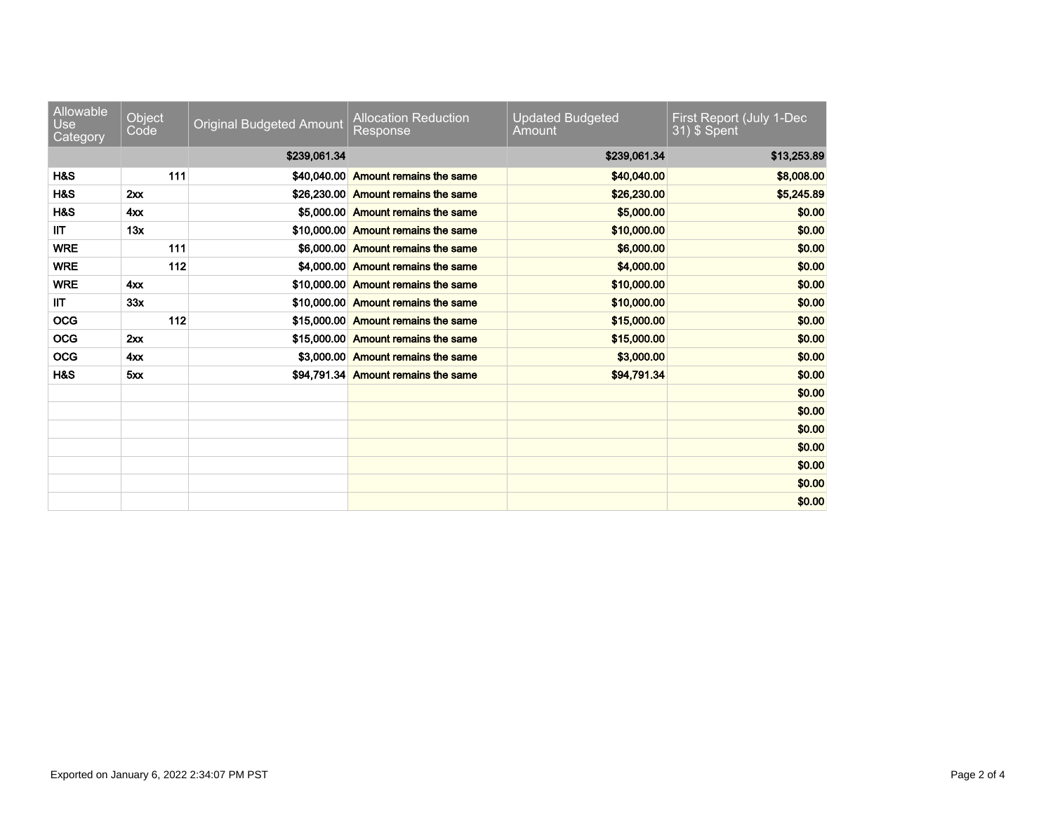| Allowable Use Category | Object Code | Original Budgeted Amount | Allocation Reduction Response | Updated Budgeted Amount | First Report (July 1-Dec 31) $ Spent |
|---|---|---|---|---|---|
| | | $239,061.34 | | $239,061.34 | $13,253.89 |
| H&S | 111 | $40,040.00 | Amount remains the same | $40,040.00 | $8,008.00 |
| H&S | 2xx | $26,230.00 | Amount remains the same | $26,230.00 | $5,245.89 |
| H&S | 4xx | $5,000.00 | Amount remains the same | $5,000.00 | $0.00 |
| IIT | 13x | $10,000.00 | Amount remains the same | $10,000.00 | $0.00 |
| WRE | 111 | $6,000.00 | Amount remains the same | $6,000.00 | $0.00 |
| WRE | 112 | $4,000.00 | Amount remains the same | $4,000.00 | $0.00 |
| WRE | 4xx | $10,000.00 | Amount remains the same | $10,000.00 | $0.00 |
| IIT | 33x | $10,000.00 | Amount remains the same | $10,000.00 | $0.00 |
| OCG | 112 | $15,000.00 | Amount remains the same | $15,000.00 | $0.00 |
| OCG | 2xx | $15,000.00 | Amount remains the same | $15,000.00 | $0.00 |
| OCG | 4xx | $3,000.00 | Amount remains the same | $3,000.00 | $0.00 |
| H&S | 5xx | $94,791.34 | Amount remains the same | $94,791.34 | $0.00 |
| | | | | | $0.00 |
| | | | | | $0.00 |
| | | | | | $0.00 |
| | | | | | $0.00 |
| | | | | | $0.00 |
| | | | | | $0.00 |
| | | | | | $0.00 |

Exported on January 6, 2022 2:34:07 PM PST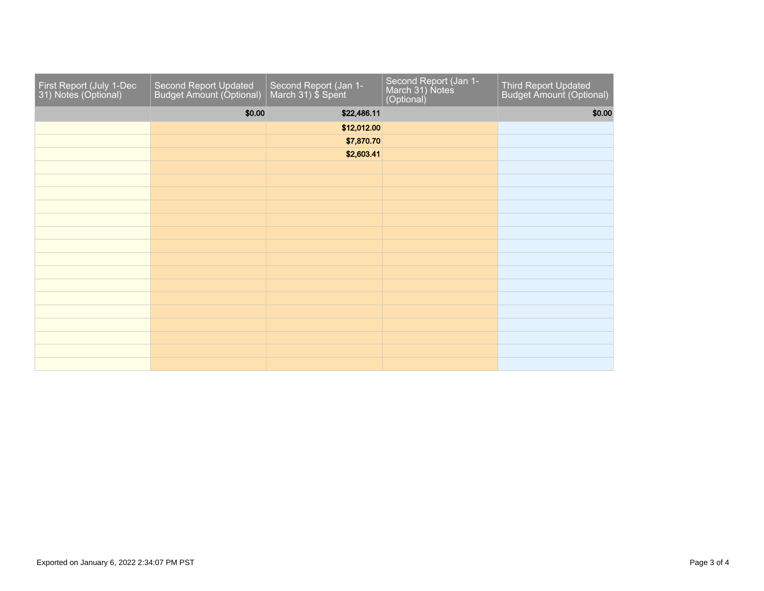| First Report (July 1-Dec 31) Notes (Optional) | Second Report Updated Budget Amount (Optional) | Second Report (Jan 1-March 31) $ Spent | Second Report (Jan 1-March 31) Notes (Optional) | Third Report Updated Budget Amount (Optional) |
|---|---|---|---|---|
| | $0.00 | $22,486.11 | | $0.00 |
| | | $12,012.00 | | |
| | | $7,870.70 | | |
| | | $2,603.41 | | |
| | | | | |
| | | | | |
| | | | | |
| | | | | |
| | | | | |
| | | | | |
| | | | | |
| | | | | |
| | | | | |
| | | | | |
| | | | | |
| | | | | |
| | | | | |
| | | | | |
| | | | | |
| | | | | |

Exported on January 6, 2022 2:34:07 PM PST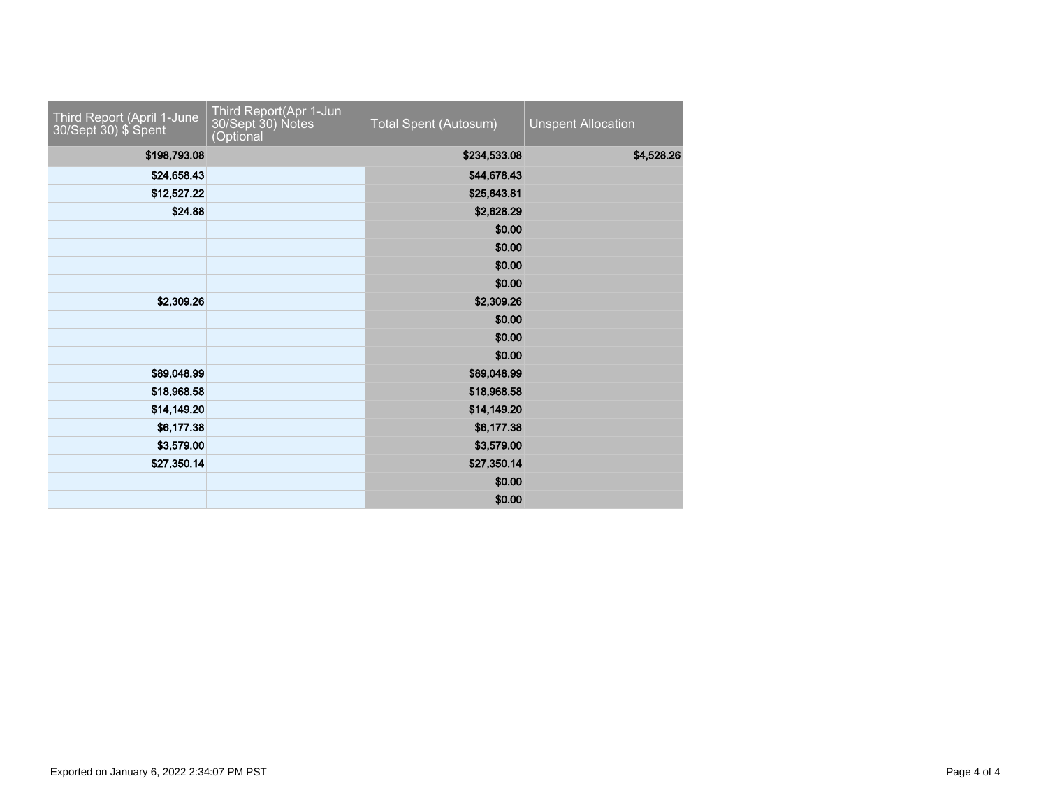| Third Report (April 1-June 30/Sept 30) $ Spent | Third Report(Apr 1-Jun 30/Sept 30) Notes (Optional | Total Spent (Autosum) | Unspent Allocation |
|---|---|---|---|
| $198,793.08 | | $234,533.08 | $4,528.26 |
| $24,658.43 | | $44,678.43 | |
| $12,527.22 | | $25,643.81 | |
| $24.88 | | $2,628.29 | |
| | | $0.00 | |
| | | $0.00 | |
| | | $0.00 | |
| | | $0.00 | |
| $2,309.26 | | $2,309.26 | |
| | | $0.00 | |
| | | $0.00 | |
| | | $0.00 | |
| $89,048.99 | | $89,048.99 | |
| $18,968.58 | | $18,968.58 | |
| $14,149.20 | | $14,149.20 | |
| $6,177.38 | | $6,177.38 | |
| $3,579.00 | | $3,579.00 | |
| $27,350.14 | | $27,350.14 | |
| | | $0.00 | |
| | | $0.00 | |

Exported on January 6, 2022 2:34:07 PM PST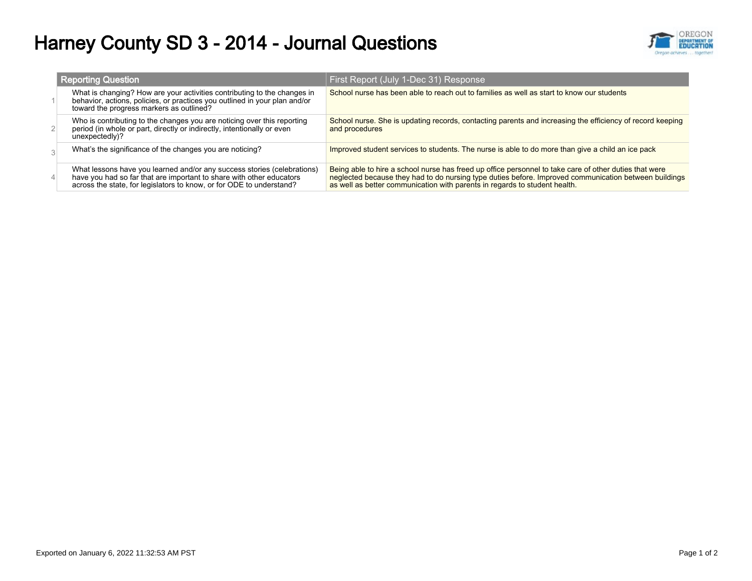# Harney County SD 3 - 2014 - Journal Questions

| | Reporting Question | First Report (July 1-Dec 31) Response |
|---|---|---|
| 1 | What is changing? How are your activities contributing to the changes in behavior, actions, policies, or practices you outlined in your plan and/or toward the progress markers as outlined? | School nurse has been able to reach out to families as well as start to know our students |
| 2 | Who is contributing to the changes you are noticing over this reporting period (in whole or part, directly or indirectly, intentionally or even unexpectedly)? | School nurse. She is updating records, contacting parents and increasing the efficiency of record keeping and procedures |
| 3 | What's the significance of the changes you are noticing? | Improved student services to students. The nurse is able to do more than give a child an ice pack |
| 4 | What lessons have you learned and/or any success stories (celebrations) have you had so far that are important to share with other educators across the state, for legislators to know, or for ODE to understand? | Being able to hire a school nurse has freed up office personnel to take care of other duties that were neglected because they had to do nursing type duties before. Improved communication between buildings as well as better communication with parents in regards to student health. |

Exported on January 6, 2022 11:32:53 AM PST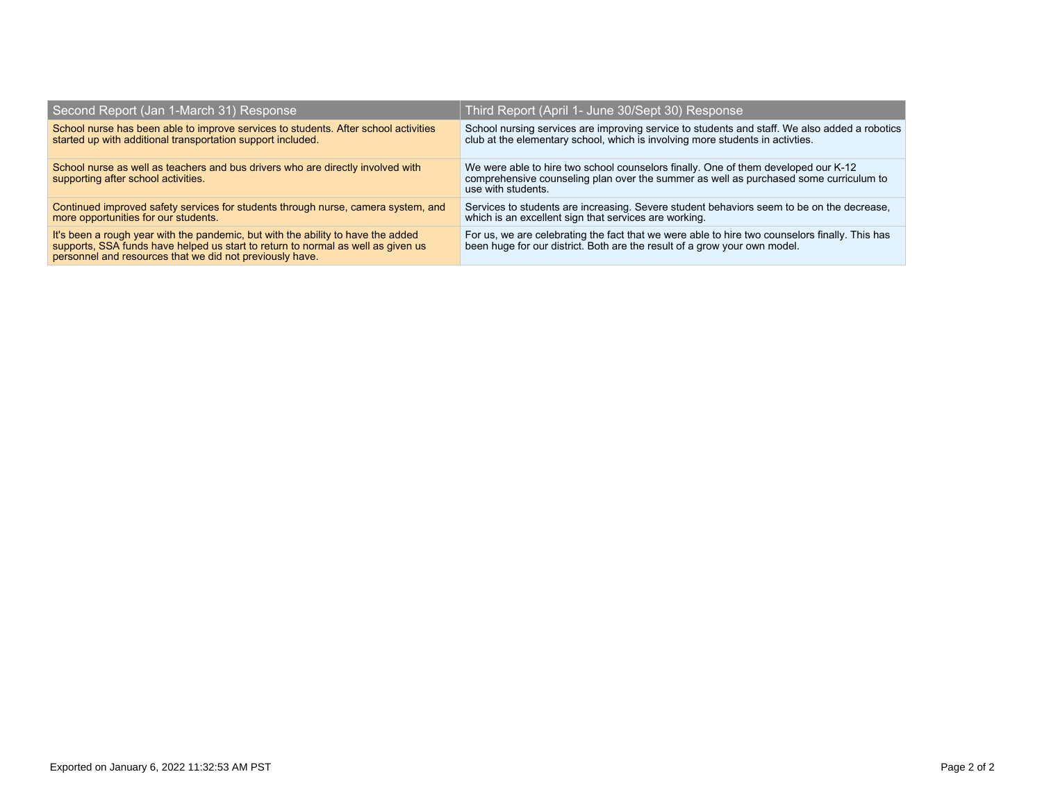| Second Report (Jan 1-March 31) Response | Third Report (April 1- June 30/Sept 30) Response |
|---|---|
| School nurse has been able to improve services to students. After school activities started up with additional transportation support included. | School nursing services are improving service to students and staff. We also added a robotics club at the elementary school, which is involving more students in activties. |
| School nurse as well as teachers and bus drivers who are directly involved with supporting after school activities. | We were able to hire two school counselors finally. One of them developed our K-12 comprehensive counseling plan over the summer as well as purchased some curriculum to use with students. |
| Continued improved safety services for students through nurse, camera system, and more opportunities for our students. | Services to students are increasing. Severe student behaviors seem to be on the decrease, which is an excellent sign that services are working. |
| It's been a rough year with the pandemic, but with the ability to have the added supports, SSA funds have helped us start to return to normal as well as given us personnel and resources that we did not previously have. | For us, we are celebrating the fact that we were able to hire two counselors finally. This has been huge for our district. Both are the result of a grow your own model. |

Exported on January 6, 2022 11:32:53 AM PST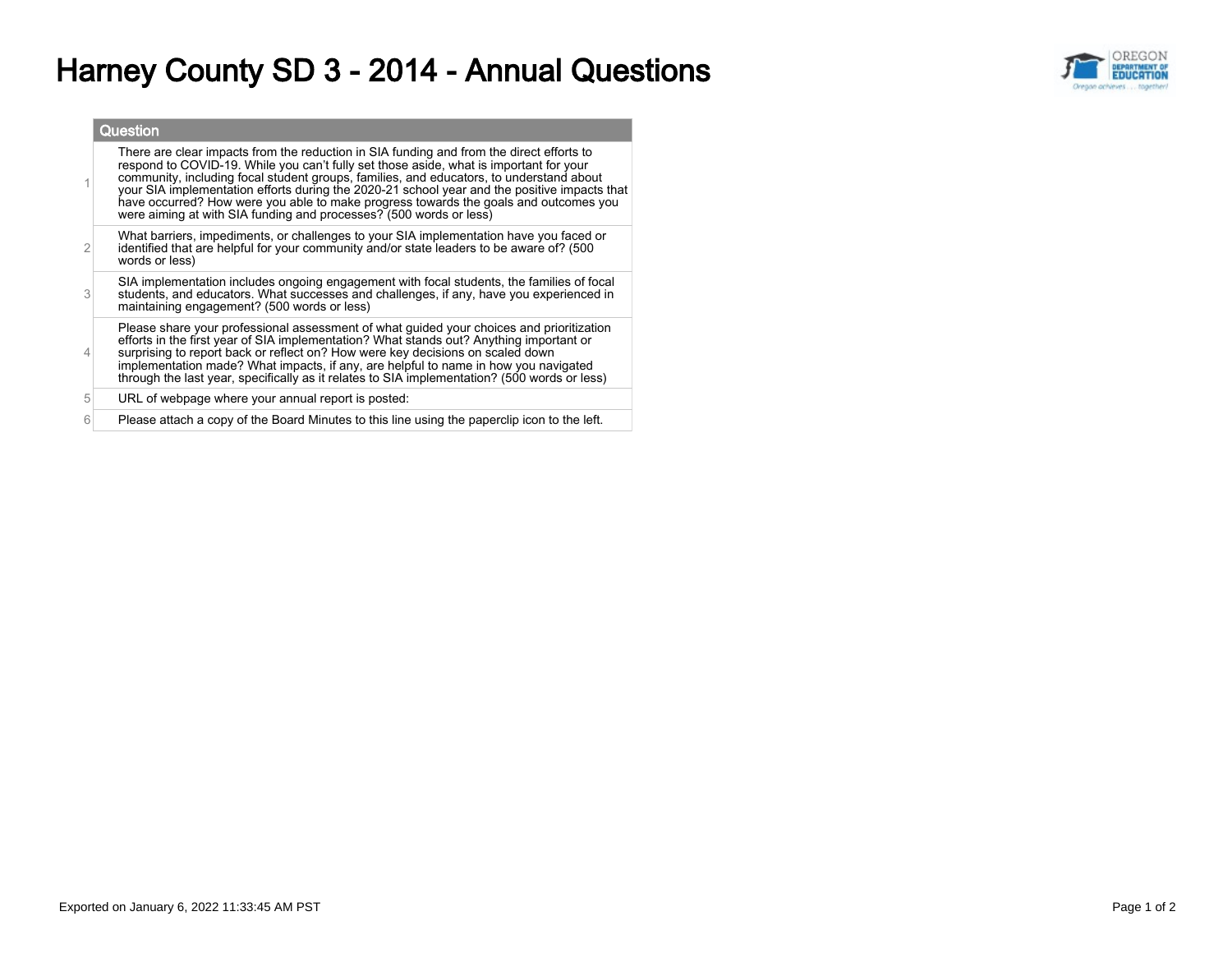# Harney County SD 3 - 2014 - Annual Questions

| | Question |
|---|---|
| 1 | There are clear impacts from the reduction in SIA funding and from the direct efforts to respond to COVID-19. While you can't fully set those aside, what is important for your community, including focal student groups, families, and educators, to understand about your SIA implementation efforts during the 2020-21 school year and the positive impacts that have occurred? How were you able to make progress towards the goals and outcomes you were aiming at with SIA funding and processes? (500 words or less) |
| 2 | What barriers, impediments, or challenges to your SIA implementation have you faced or identified that are helpful for your community and/or state leaders to be aware of? (500 words or less) |
| 3 | SIA implementation includes ongoing engagement with focal students, the families of focal students, and educators. What successes and challenges, if any, have you experienced in maintaining engagement? (500 words or less) |
| 4 | Please share your professional assessment of what guided your choices and prioritization efforts in the first year of SIA implementation? What stands out? Anything important or surprising to report back or reflect on? How were key decisions on scaled down implementation made? What impacts, if any, are helpful to name in how you navigated through the last year, specifically as it relates to SIA implementation? (500 words or less) |
| 5 | URL of webpage where your annual report is posted: |
| 6 | Please attach a copy of the Board Minutes to this line using the paperclip icon to the left. |

Exported on January 6, 2022 11:33:45 AM PST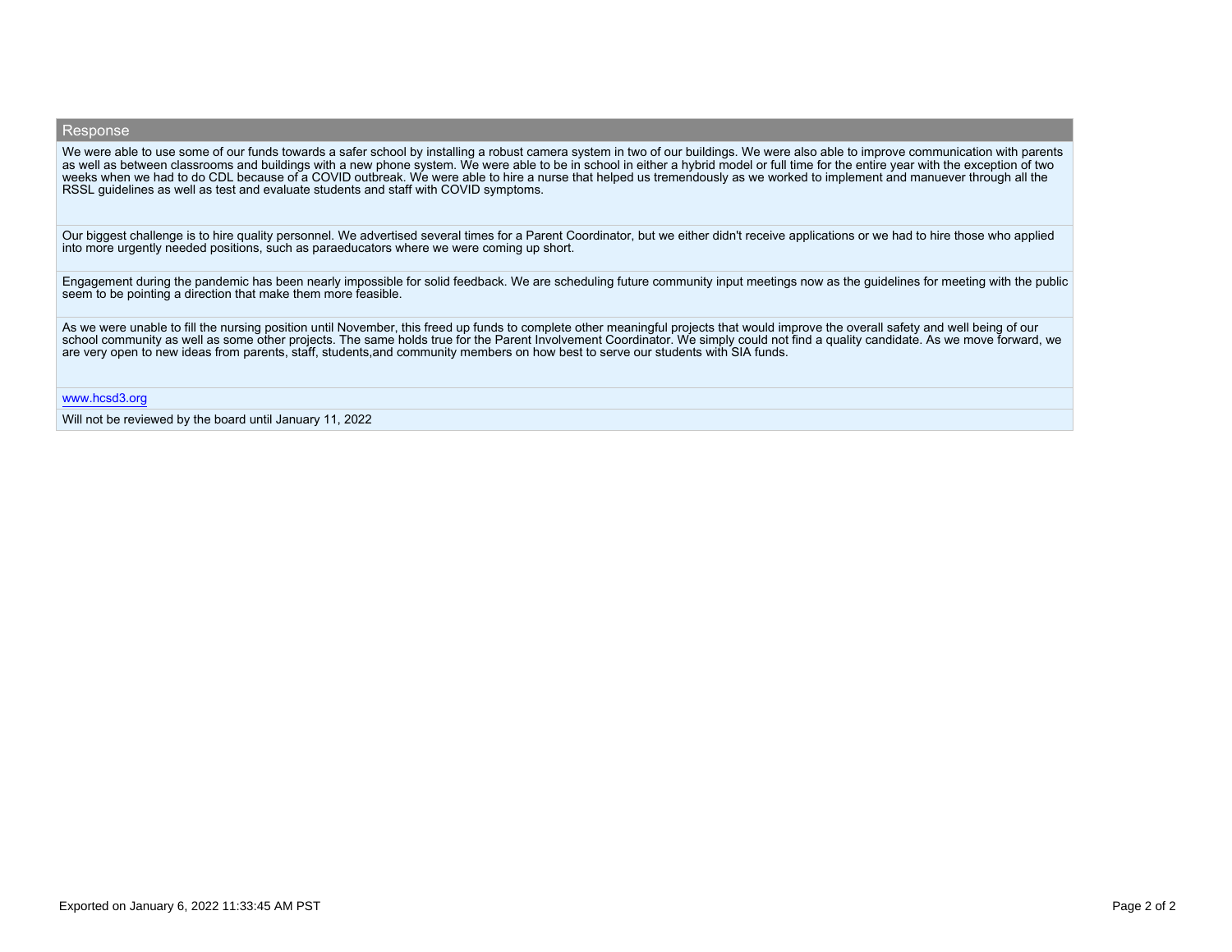| Response |
| --- |
| We were able to use some of our funds towards a safer school by installing a robust camera system in two of our buildings. We were also able to improve communication with parents as well as between classrooms and buildings with a new phone system. We were able to be in school in either a hybrid model or full time for the entire year with the exception of two weeks when we had to do CDL because of a COVID outbreak. We were able to hire a nurse that helped us tremendously as we worked to implement and manuever through all the RSSL guidelines as well as test and evaluate students and staff with COVID symptoms. |
| Our biggest challenge is to hire quality personnel. We advertised several times for a Parent Coordinator, but we either didn't receive applications or we had to hire those who applied into more urgently needed positions, such as paraeducators where we were coming up short. |
| Engagement during the pandemic has been nearly impossible for solid feedback. We are scheduling future community input meetings now as the guidelines for meeting with the public seem to be pointing a direction that make them more feasible. |
| As we were unable to fill the nursing position until November, this freed up funds to complete other meaningful projects that would improve the overall safety and well being of our school community as well as some other projects. The same holds true for the Parent Involvement Coordinator. We simply could not find a quality candidate. As we move forward, we are very open to new ideas from parents, staff, students,and community members on how best to serve our students with SIA funds. |
| www.hcsd3.org |
| Will not be reviewed by the board until January 11, 2022 |

Exported on January 6, 2022 11:33:45 AM PST